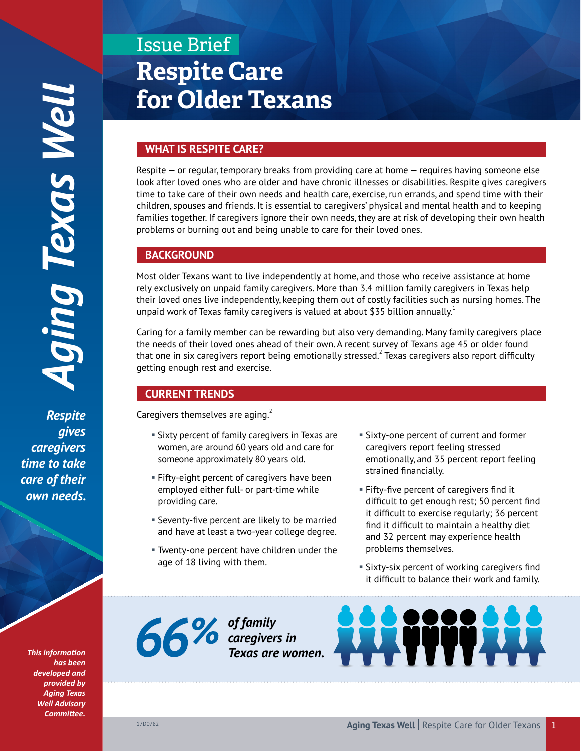# Issue Brief
# Respite Care for Older Texans

*Aging Texas Well*

***Respite gives caregivers time to take care of their own needs.***

## WHAT IS RESPITE CARE?

Respite — or regular, temporary breaks from providing care at home — requires having someone else look after loved ones who are older and have chronic illnesses or disabilities. Respite gives caregivers time to take care of their own needs and health care, exercise, run errands, and spend time with their children, spouses and friends. It is essential to caregivers' physical and mental health and to keeping families together. If caregivers ignore their own needs, they are at risk of developing their own health problems or burning out and being unable to care for their loved ones.

## BACKGROUND

Most older Texans want to live independently at home, and those who receive assistance at home rely exclusively on unpaid family caregivers. More than 3.4 million family caregivers in Texas help their loved ones live independently, keeping them out of costly facilities such as nursing homes. The unpaid work of Texas family caregivers is valued at about $35 billion annually.[1]

Caring for a family member can be rewarding but also very demanding. Many family caregivers place the needs of their loved ones ahead of their own. A recent survey of Texans age 45 or older found that one in six caregivers report being emotionally stressed.[2] Texas caregivers also report difficulty getting enough rest and exercise.

## CURRENT TRENDS

Caregivers themselves are aging.[2]

- Sixty percent of family caregivers in Texas are women, are around 60 years old and care for someone approximately 80 years old.
- Fifty-eight percent of caregivers have been employed either full- or part-time while providing care.
- Seventy-five percent are likely to be married and have at least a two-year college degree.
- Twenty-one percent have children under the age of 18 living with them.
- Sixty-one percent of current and former caregivers report feeling stressed emotionally, and 35 percent report feeling strained financially.
- Fifty-five percent of caregivers find it difficult to get enough rest; 50 percent find it difficult to exercise regularly; 36 percent find it difficult to maintain a healthy diet and 32 percent may experience health problems themselves.
- Sixty-six percent of working caregivers find it difficult to balance their work and family.

**66%** ***of family caregivers in Texas are women.***

*This information has been developed and provided by Aging Texas Well Advisory Committee.*

17D0782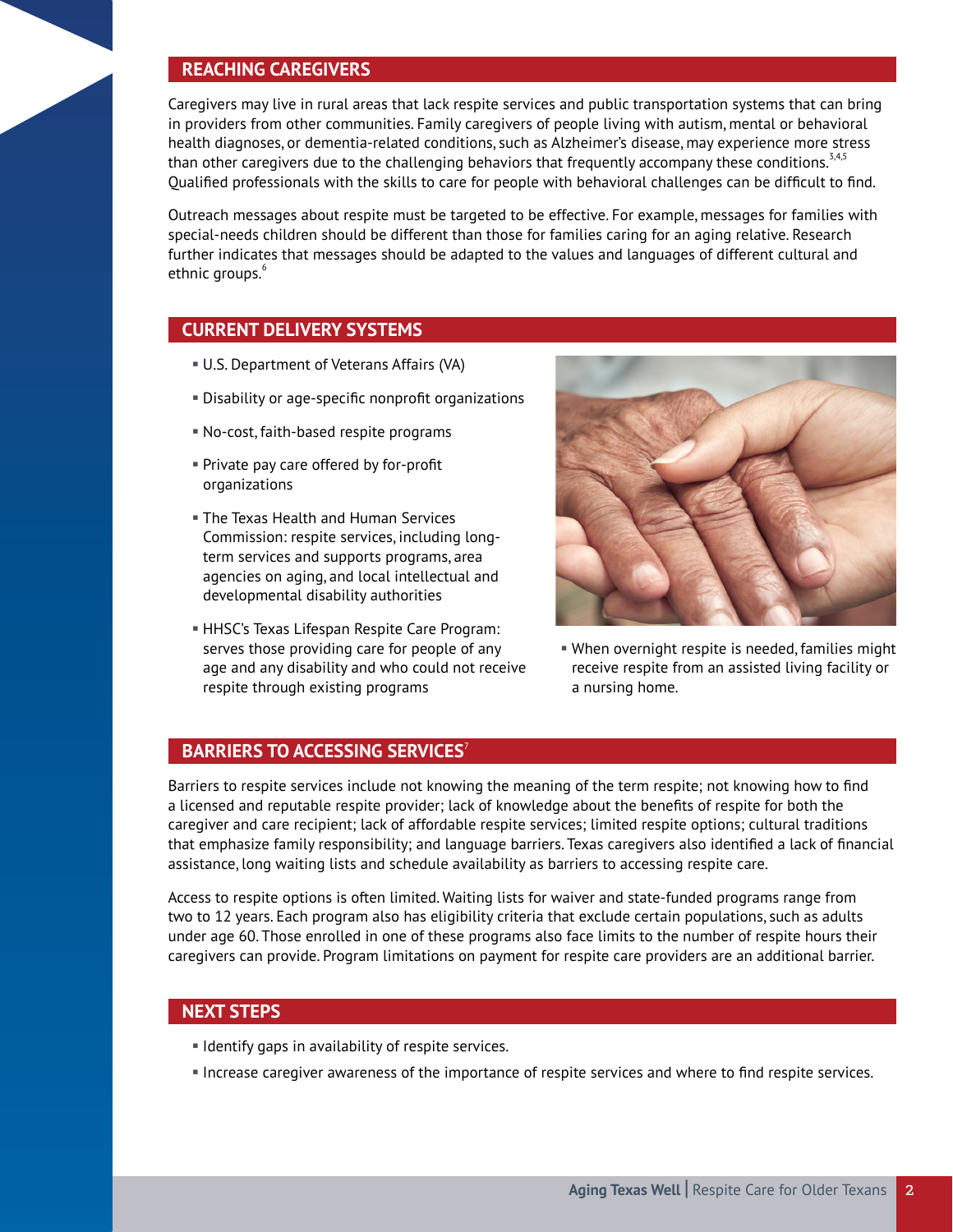## REACHING CAREGIVERS

Caregivers may live in rural areas that lack respite services and public transportation systems that can bring in providers from other communities. Family caregivers of people living with autism, mental or behavioral health diagnoses, or dementia-related conditions, such as Alzheimer's disease, may experience more stress than other caregivers due to the challenging behaviors that frequently accompany these conditions.[3,4,5] Qualified professionals with the skills to care for people with behavioral challenges can be difficult to find.

Outreach messages about respite must be targeted to be effective. For example, messages for families with special-needs children should be different than those for families caring for an aging relative. Research further indicates that messages should be adapted to the values and languages of different cultural and ethnic groups.[6]

## CURRENT DELIVERY SYSTEMS

- U.S. Department of Veterans Affairs (VA)
- Disability or age-specific nonprofit organizations
- No-cost, faith-based respite programs
- Private pay care offered by for-profit organizations
- The Texas Health and Human Services Commission: respite services, including long-term services and supports programs, area agencies on aging, and local intellectual and developmental disability authorities
- HHSC's Texas Lifespan Respite Care Program: serves those providing care for people of any age and any disability and who could not receive respite through existing programs
- When overnight respite is needed, families might receive respite from an assisted living facility or a nursing home.

## BARRIERS TO ACCESSING SERVICES[7]

Barriers to respite services include not knowing the meaning of the term respite; not knowing how to find a licensed and reputable respite provider; lack of knowledge about the benefits of respite for both the caregiver and care recipient; lack of affordable respite services; limited respite options; cultural traditions that emphasize family responsibility; and language barriers. Texas caregivers also identified a lack of financial assistance, long waiting lists and schedule availability as barriers to accessing respite care.

Access to respite options is often limited. Waiting lists for waiver and state-funded programs range from two to 12 years. Each program also has eligibility criteria that exclude certain populations, such as adults under age 60. Those enrolled in one of these programs also face limits to the number of respite hours their caregivers can provide. Program limitations on payment for respite care providers are an additional barrier.

## NEXT STEPS

- Identify gaps in availability of respite services.
- Increase caregiver awareness of the importance of respite services and where to find respite services.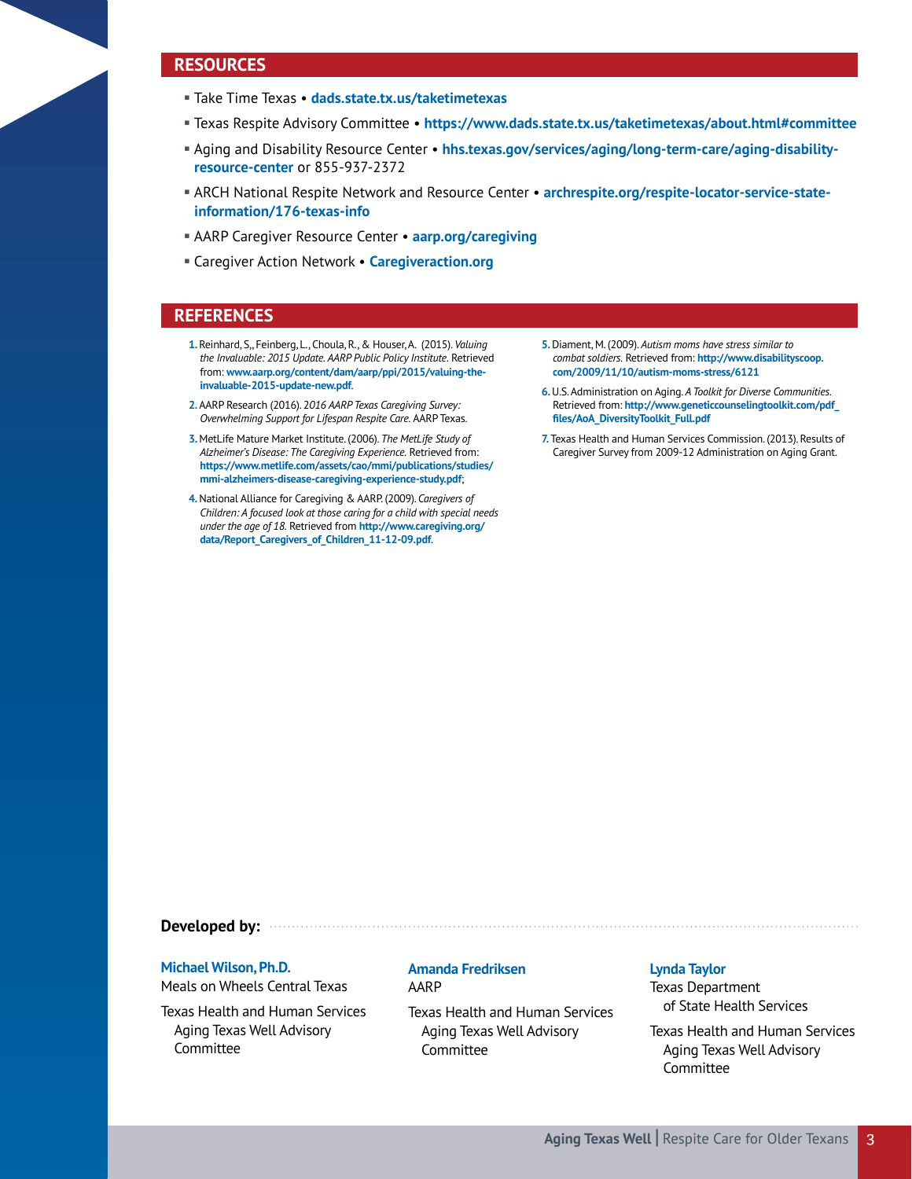## RESOURCES

- Take Time Texas • **dads.state.tx.us/taketimetexas**
- Texas Respite Advisory Committee • **https://www.dads.state.tx.us/taketimetexas/about.html#committee**
- Aging and Disability Resource Center • **hhs.texas.gov/services/aging/long-term-care/aging-disability-resource-center** or 855-937-2372
- ARCH National Respite Network and Resource Center • **archrespite.org/respite-locator-service-state-information/176-texas-info**
- AARP Caregiver Resource Center • **aarp.org/caregiving**
- Caregiver Action Network • **Caregiveraction.org**

## REFERENCES

1. Reinhard, S,, Feinberg, L., Choula, R., & Houser, A. (2015). *Valuing the Invaluable: 2015 Update. AARP Public Policy Institute.* Retrieved from: **www.aarp.org/content/dam/aarp/ppi/2015/valuing-the-invaluable-2015-update-new.pdf**.
2. AARP Research (2016). *2016 AARP Texas Caregiving Survey: Overwhelming Support for Lifespan Respite Care.* AARP Texas.
3. MetLife Mature Market Institute. (2006). *The MetLife Study of Alzheimer's Disease: The Caregiving Experience.* Retrieved from: **https://www.metlife.com/assets/cao/mmi/publications/studies/mmi-alzheimers-disease-caregiving-experience-study.pdf**;
4. National Alliance for Caregiving & AARP. (2009). *Caregivers of Children: A focused look at those caring for a child with special needs under the age of 18.* Retrieved from **http://www.caregiving.org/data/Report_Caregivers_of_Children_11-12-09.pdf**.
5. Diament, M. (2009). *Autism moms have stress similar to combat soldiers.* Retrieved from: **http://www.disabilityscoop.com/2009/11/10/autism-moms-stress/6121**
6. U.S. Administration on Aging. *A Toolkit for Diverse Communities.* Retrieved from: **http://www.geneticcounselingtoolkit.com/pdf_files/AoA_DiversityToolkit_Full.pdf**
7. Texas Health and Human Services Commission. (2013). Results of Caregiver Survey from 2009-12 Administration on Aging Grant.

**Developed by:**

**Michael Wilson, Ph.D.**
Meals on Wheels Central Texas

Texas Health and Human Services Aging Texas Well Advisory Committee

**Amanda Fredriksen**
AARP

Texas Health and Human Services Aging Texas Well Advisory Committee

**Lynda Taylor**
Texas Department of State Health Services

Texas Health and Human Services Aging Texas Well Advisory Committee